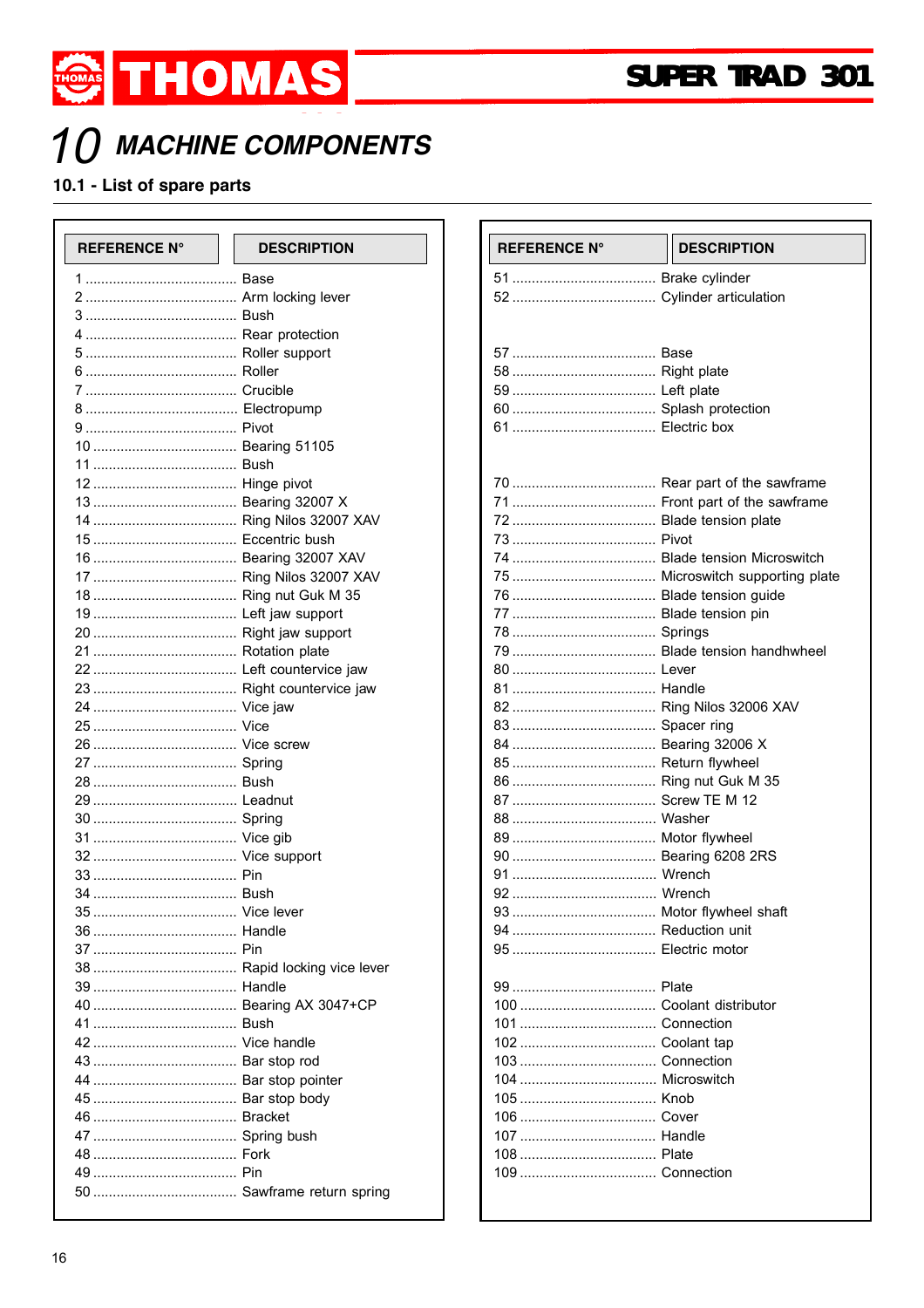# 10 MACHINE COMPONENTS

## 10.1 - List of spare parts

| REFERENCE N° | DESCRIPTION |
|---|---|
| 1 | Base |
| 2 | Arm locking lever |
| 3 | Bush |
| 4 | Rear protection |
| 5 | Roller support |
| 6 | Roller |
| 7 | Crucible |
| 8 | Electropump |
| 9 | Pivot |
| 10 | Bearing 51105 |
| 11 | Bush |
| 12 | Hinge pivot |
| 13 | Bearing 32007 X |
| 14 | Ring Nilos 32007 XAV |
| 15 | Eccentric bush |
| 16 | Bearing 32007 XAV |
| 17 | Ring Nilos 32007 XAV |
| 18 | Ring nut Guk M 35 |
| 19 | Left jaw support |
| 20 | Right jaw support |
| 21 | Rotation plate |
| 22 | Left countervice jaw |
| 23 | Right countervice jaw |
| 24 | Vice jaw |
| 25 | Vice |
| 26 | Vice screw |
| 27 | Spring |
| 28 | Bush |
| 29 | Leadnut |
| 30 | Spring |
| 31 | Vice gib |
| 32 | Vice support |
| 33 | Pin |
| 34 | Bush |
| 35 | Vice lever |
| 36 | Handle |
| 37 | Pin |
| 38 | Rapid locking vice lever |
| 39 | Handle |
| 40 | Bearing AX 3047+CP |
| 41 | Bush |
| 42 | Vice handle |
| 43 | Bar stop rod |
| 44 | Bar stop pointer |
| 45 | Bar stop body |
| 46 | Bracket |
| 47 | Spring bush |
| 48 | Fork |
| 49 | Pin |
| 50 | Sawframe return spring |

| REFERENCE N° | DESCRIPTION |
|---|---|
| 51 | Brake cylinder |
| 52 | Cylinder articulation |
| 57 | Base |
| 58 | Right plate |
| 59 | Left plate |
| 60 | Splash protection |
| 61 | Electric box |
| 70 | Rear part of the sawframe |
| 71 | Front part of the sawframe |
| 72 | Blade tension plate |
| 73 | Pivot |
| 74 | Blade tension Microswitch |
| 75 | Microswitch supporting plate |
| 76 | Blade tension guide |
| 77 | Blade tension pin |
| 78 | Springs |
| 79 | Blade tension handhwheel |
| 80 | Lever |
| 81 | Handle |
| 82 | Ring Nilos 32006 XAV |
| 83 | Spacer ring |
| 84 | Bearing 32006 X |
| 85 | Return flywheel |
| 86 | Ring nut Guk M 35 |
| 87 | Screw TE M 12 |
| 88 | Washer |
| 89 | Motor flywheel |
| 90 | Bearing 6208 2RS |
| 91 | Wrench |
| 92 | Wrench |
| 93 | Motor flywheel shaft |
| 94 | Reduction unit |
| 95 | Electric motor |
| 99 | Plate |
| 100 | Coolant distributor |
| 101 | Connection |
| 102 | Coolant tap |
| 103 | Connection |
| 104 | Microswitch |
| 105 | Knob |
| 106 | Cover |
| 107 | Handle |
| 108 | Plate |
| 109 | Connection |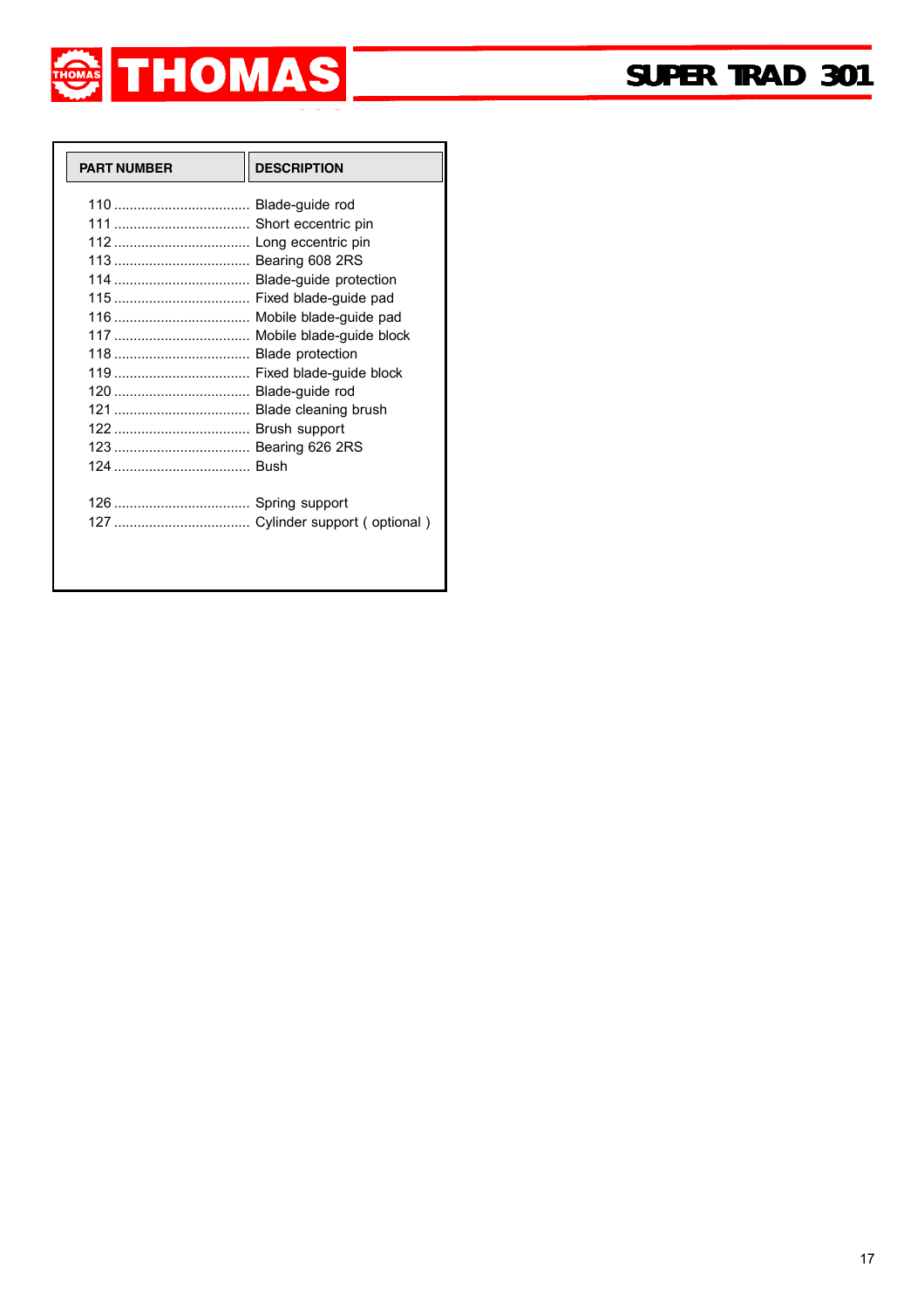| PART NUMBER | DESCRIPTION |
|---|---|
| 110 | Blade-guide rod |
| 111 | Short eccentric pin |
| 112 | Long eccentric pin |
| 113 | Bearing 608 2RS |
| 114 | Blade-guide protection |
| 115 | Fixed blade-guide pad |
| 116 | Mobile blade-guide pad |
| 117 | Mobile blade-guide block |
| 118 | Blade protection |
| 119 | Fixed blade-guide block |
| 120 | Blade-guide rod |
| 121 | Blade cleaning brush |
| 122 | Brush support |
| 123 | Bearing 626 2RS |
| 124 | Bush |
| 126 | Spring support |
| 127 | Cylinder support ( optional ) |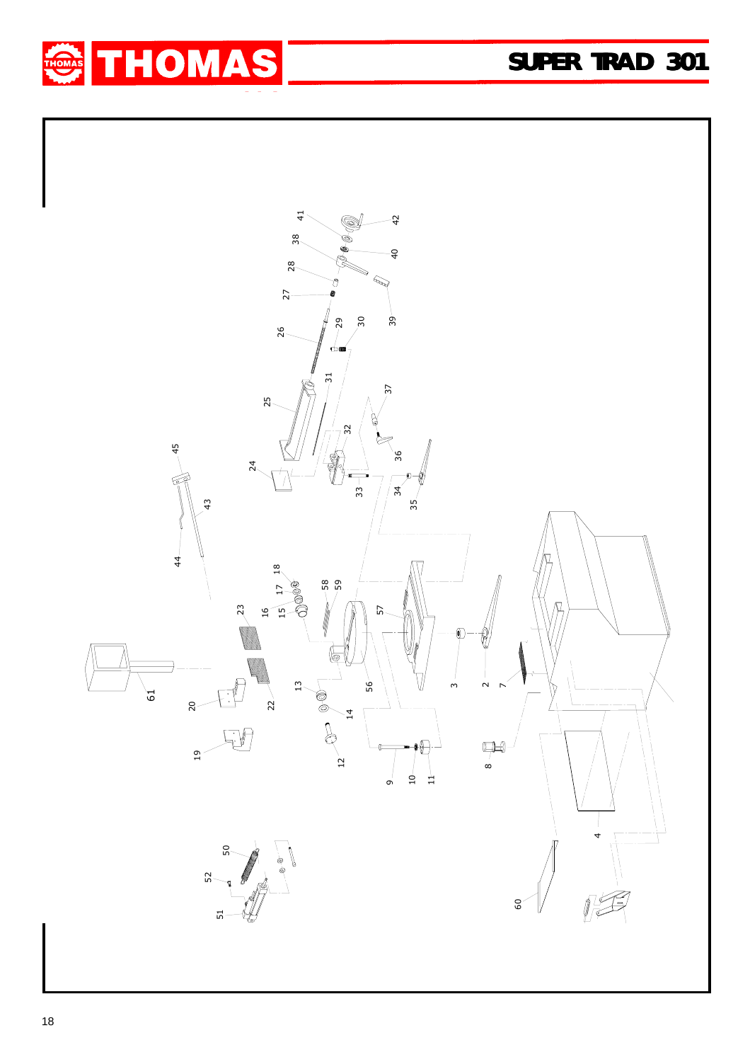41
42
38
40
28
27
39
26
29
30
31
25
37
45
32
24
36
33
34
35
43
44
18
17
58
59
16
15
23
57
3
2
7
61
20
22
13
56
14
12
19
8
9
10
11
4
50
52
51
60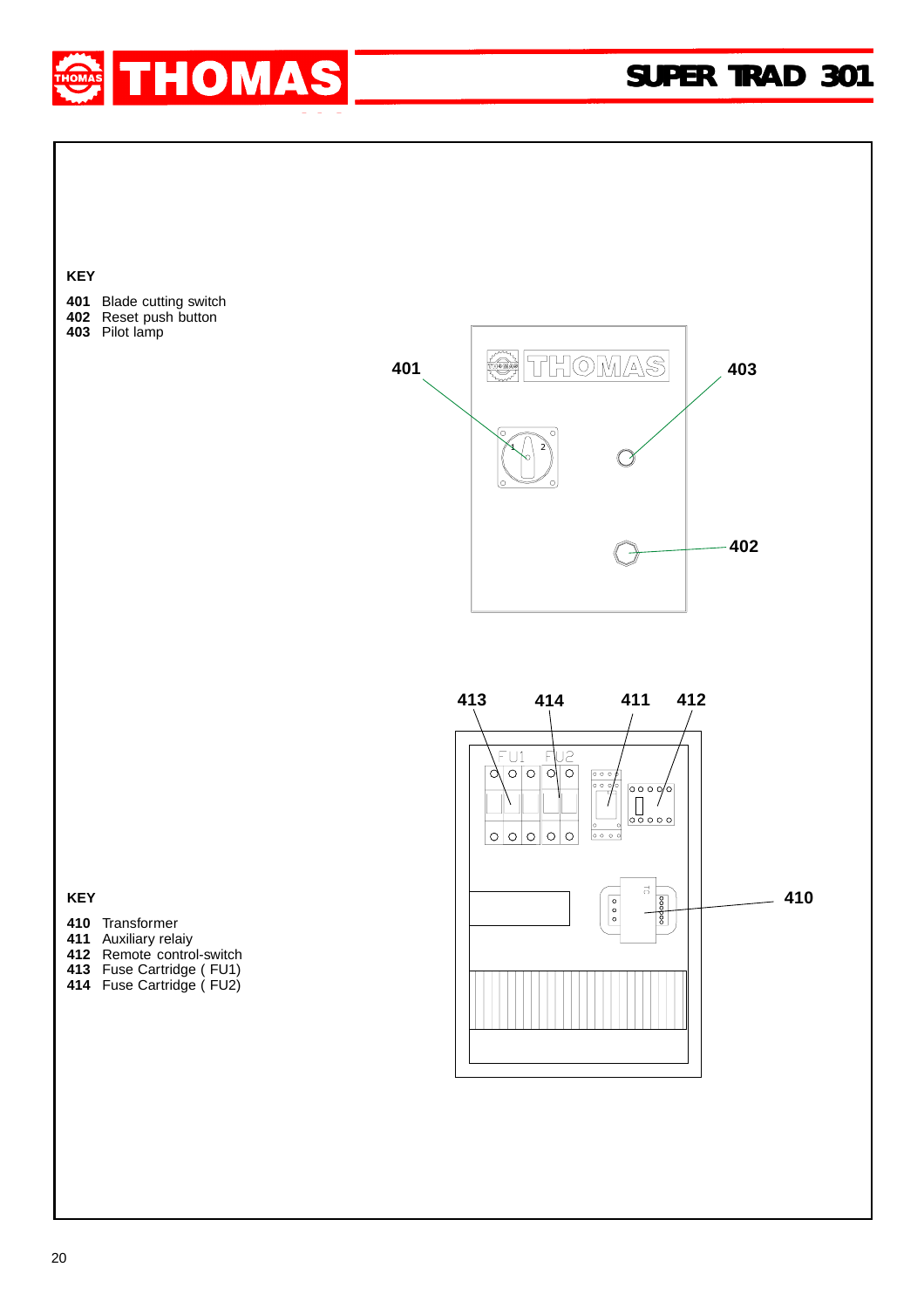**KEY**

**401** Blade cutting switch
**402** Reset push button
**403** Pilot lamp

401

403

402

413 414 411 412

FU1 FU2

410

**KEY**

**410** Transformer
**411** Auxiliary relaiy
**412** Remote control-switch
**413** Fuse Cartridge ( FU1)
**414** Fuse Cartridge ( FU2)